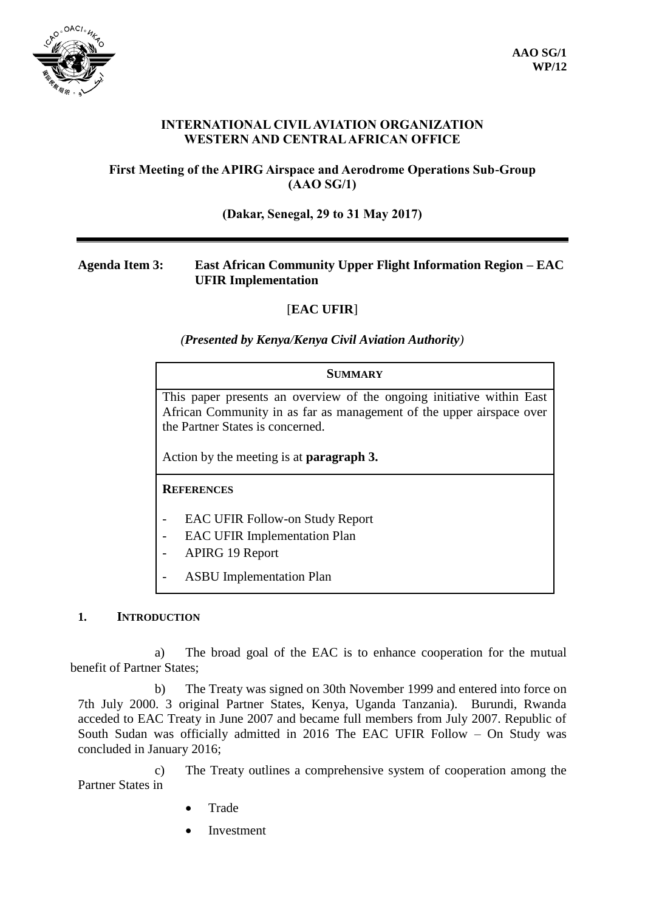AAO SG/1
WP/12

**INTERNATIONAL CIVIL AVIATION ORGANIZATION**
**WESTERN AND CENTRAL AFRICAN OFFICE**

**First Meeting of the APIRG Airspace and Aerodrome Operations Sub-Group (AAO SG/1)**

**(Dakar, Senegal, 29 to 31 May 2017)**

---

**Agenda Item 3: East African Community Upper Flight Information Region – EAC UFIR Implementation**

[**EAC UFIR**]

*(Presented by Kenya/Kenya Civil Aviation Authority)*

| **SUMMARY** |
|---|
| This paper presents an overview of the ongoing initiative within East African Community in as far as management of the upper airspace over the Partner States is concerned.<br><br>Action by the meeting is at **paragraph 3.** |
| **REFERENCES**<br><br>- EAC UFIR Follow-on Study Report<br>- EAC UFIR Implementation Plan<br>- APIRG 19 Report<br>- ASBU Implementation Plan |

## 1. INTRODUCTION

a) The broad goal of the EAC is to enhance cooperation for the mutual benefit of Partner States;

b) The Treaty was signed on 30th November 1999 and entered into force on 7th July 2000. 3 original Partner States, Kenya, Uganda Tanzania). Burundi, Rwanda acceded to EAC Treaty in June 2007 and became full members from July 2007. Republic of South Sudan was officially admitted in 2016 The EAC UFIR Follow – On Study was concluded in January 2016;

c) The Treaty outlines a comprehensive system of cooperation among the Partner States in

- Trade
- Investment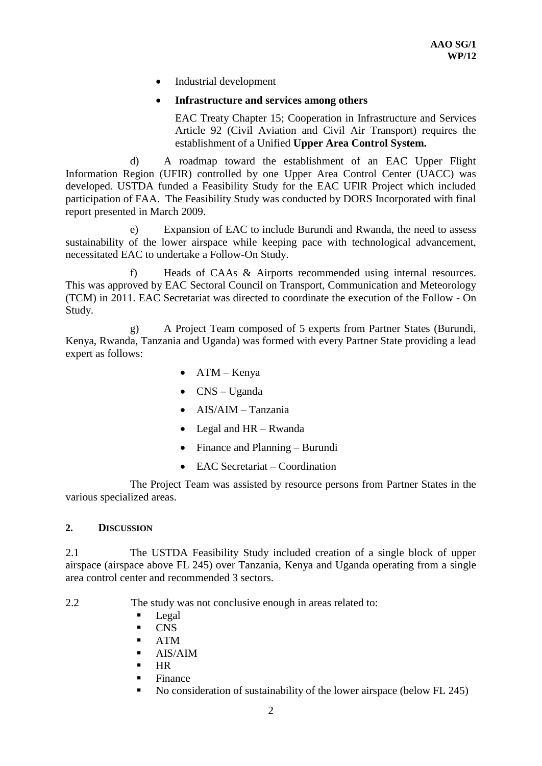- Industrial development
- **Infrastructure and services among others**

  EAC Treaty Chapter 15; Cooperation in Infrastructure and Services Article 92 (Civil Aviation and Civil Air Transport) requires the establishment of a Unified **Upper Area Control System.**

d) A roadmap toward the establishment of an EAC Upper Flight Information Region (UFIR) controlled by one Upper Area Control Center (UACC) was developed. USTDA funded a Feasibility Study for the EAC UFlR Project which included participation of FAA. The Feasibility Study was conducted by DORS Incorporated with final report presented in March 2009.

e) Expansion of EAC to include Burundi and Rwanda, the need to assess sustainability of the lower airspace while keeping pace with technological advancement, necessitated EAC to undertake a Follow-On Study.

f) Heads of CAAs & Airports recommended using internal resources. This was approved by EAC Sectoral Council on Transport, Communication and Meteorology (TCM) in 2011. EAC Secretariat was directed to coordinate the execution of the Follow - On Study.

g) A Project Team composed of 5 experts from Partner States (Burundi, Kenya, Rwanda, Tanzania and Uganda) was formed with every Partner State providing a lead expert as follows:

- ATM – Kenya
- CNS – Uganda
- AIS/AIM – Tanzania
- Legal and HR – Rwanda
- Finance and Planning – Burundi
- EAC Secretariat – Coordination

The Project Team was assisted by resource persons from Partner States in the various specialized areas.

## 2. DISCUSSION

2.1 The USTDA Feasibility Study included creation of a single block of upper airspace (airspace above FL 245) over Tanzania, Kenya and Uganda operating from a single area control center and recommended 3 sectors.

2.2 The study was not conclusive enough in areas related to:

- Legal
- CNS
- ATM
- AIS/AIM
- HR
- Finance
- No consideration of sustainability of the lower airspace (below FL 245)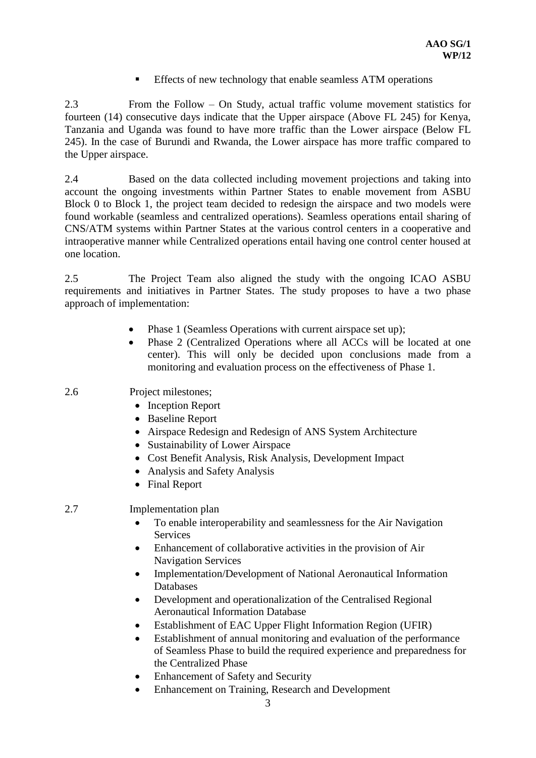- Effects of new technology that enable seamless ATM operations

2.3 From the Follow – On Study, actual traffic volume movement statistics for fourteen (14) consecutive days indicate that the Upper airspace (Above FL 245) for Kenya, Tanzania and Uganda was found to have more traffic than the Lower airspace (Below FL 245). In the case of Burundi and Rwanda, the Lower airspace has more traffic compared to the Upper airspace.

2.4 Based on the data collected including movement projections and taking into account the ongoing investments within Partner States to enable movement from ASBU Block 0 to Block 1, the project team decided to redesign the airspace and two models were found workable (seamless and centralized operations). Seamless operations entail sharing of CNS/ATM systems within Partner States at the various control centers in a cooperative and intraoperative manner while Centralized operations entail having one control center housed at one location.

2.5 The Project Team also aligned the study with the ongoing ICAO ASBU requirements and initiatives in Partner States. The study proposes to have a two phase approach of implementation:

- Phase 1 (Seamless Operations with current airspace set up);
- Phase 2 (Centralized Operations where all ACCs will be located at one center). This will only be decided upon conclusions made from a monitoring and evaluation process on the effectiveness of Phase 1.

2.6 Project milestones;

- Inception Report
- Baseline Report
- Airspace Redesign and Redesign of ANS System Architecture
- Sustainability of Lower Airspace
- Cost Benefit Analysis, Risk Analysis, Development Impact
- Analysis and Safety Analysis
- Final Report

2.7 Implementation plan

- To enable interoperability and seamlessness for the Air Navigation Services
- Enhancement of collaborative activities in the provision of Air Navigation Services
- Implementation/Development of National Aeronautical Information Databases
- Development and operationalization of the Centralised Regional Aeronautical Information Database
- Establishment of EAC Upper Flight Information Region (UFIR)
- Establishment of annual monitoring and evaluation of the performance of Seamless Phase to build the required experience and preparedness for the Centralized Phase
- Enhancement of Safety and Security
- Enhancement on Training, Research and Development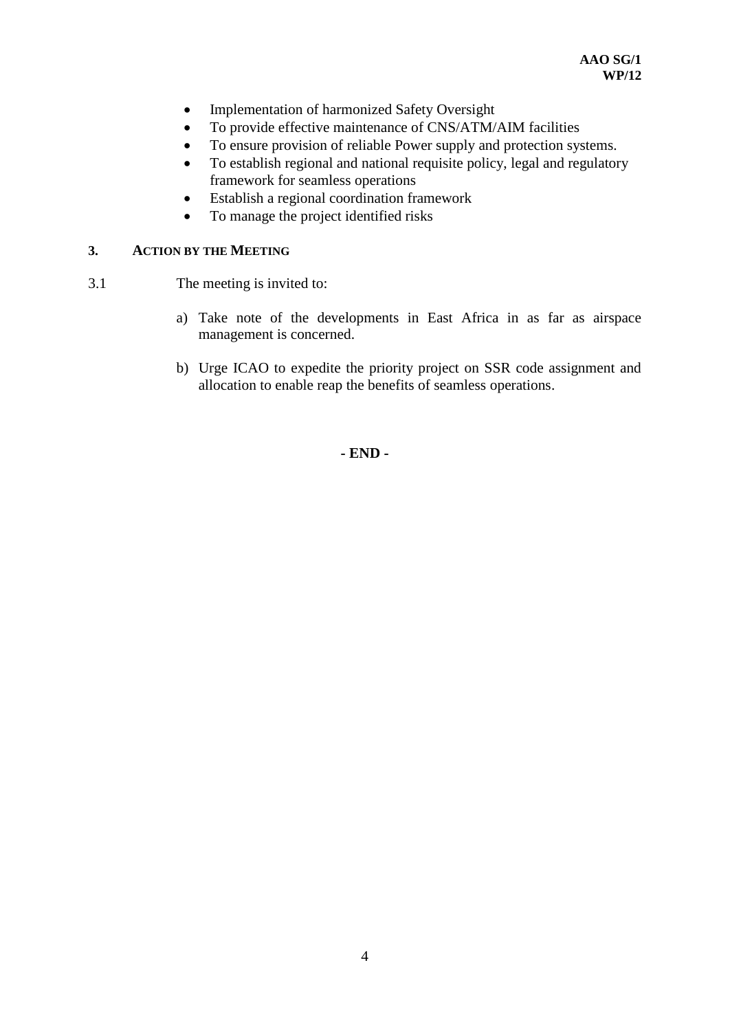- Implementation of harmonized Safety Oversight
- To provide effective maintenance of CNS/ATM/AIM facilities
- To ensure provision of reliable Power supply and protection systems.
- To establish regional and national requisite policy, legal and regulatory framework for seamless operations
- Establish a regional coordination framework
- To manage the project identified risks

## 3. ACTION BY THE MEETING

3.1 The meeting is invited to:

a) Take note of the developments in East Africa in as far as airspace management is concerned.

b) Urge ICAO to expedite the priority project on SSR code assignment and allocation to enable reap the benefits of seamless operations.

**- END -**